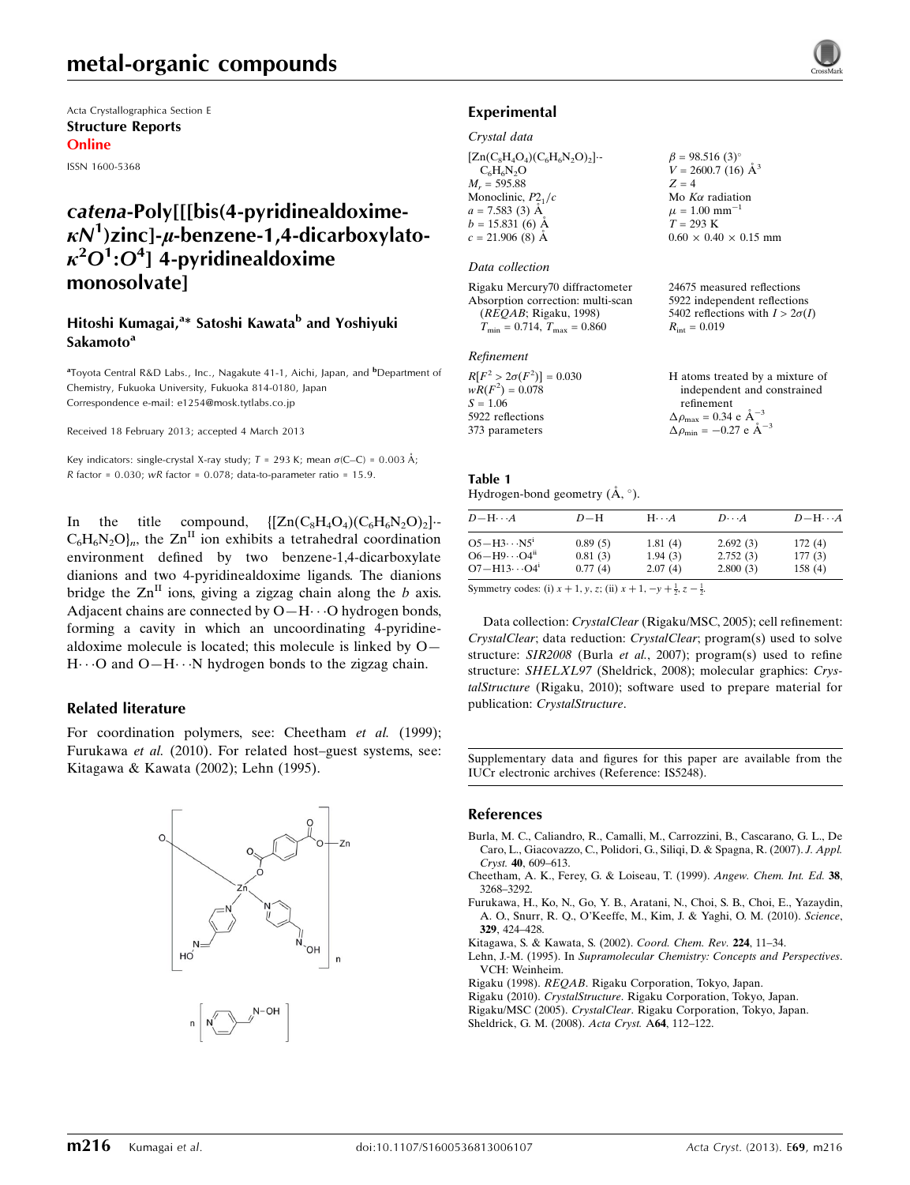# metal-organic compounds

Acta Crystallographica Section E
**Structure Reports Online**
ISSN 1600-5368

## *catena*-Poly[[[bis(4-pyridinealdoxime-$\kappa N^1$)zinc]-$\mu$-benzene-1,4-dicarboxylato-$\kappa^2 O^1$:$O^4$] 4-pyridinealdoxime monosolvate]

**Hitoshi Kumagai,[a]* Satoshi Kawata[b] and Yoshiyuki Sakamoto[a]**

[a]Toyota Central R&D Labs., Inc., Nagakute 41-1, Aichi, Japan, and [b]Department of Chemistry, Fukuoka University, Fukuoka 814-0180, Japan
Correspondence e-mail: e1254@mosk.tytlabs.co.jp

Received 18 February 2013; accepted 4 March 2013

Key indicators: single-crystal X-ray study; $T$ = 293 K; mean $\sigma$(C–C) = 0.003 Å; $R$ factor = 0.030; $wR$ factor = 0.078; data-to-parameter ratio = 15.9.

In the title compound, $\{[Zn(C_8H_4O_4)(C_6H_6N_2O)_2]\cdot C_6H_6N_2O\}_n$, the $Zn^{II}$ ion exhibits a tetrahedral coordination environment defined by two benzene-1,4-dicarboxylate dianions and two 4-pyridinealdoxime ligands. The dianions bridge the $Zn^{II}$ ions, giving a zigzag chain along the $b$ axis. Adjacent chains are connected by O—H$\cdots$O hydrogen bonds, forming a cavity in which an uncoordinating 4-pyridinealdoxime molecule is located; this molecule is linked by O—H$\cdots$O and O—H$\cdots$N hydrogen bonds to the zigzag chain.

### Related literature

For coordination polymers, see: Cheetham *et al.* (1999); Furukawa *et al.* (2010). For related host–guest systems, see: Kitagawa & Kawata (2002); Lehn (1995).

### Experimental

#### *Crystal data*

$[Zn(C_8H_4O_4)(C_6H_6N_2O)_2]\cdot C_6H_6N_2O$
$M_r$ = 595.88
Monoclinic, $P2_1/c$
$a$ = 7.583 (3) Å
$b$ = 15.831 (6) Å
$c$ = 21.906 (8) Å
$\beta$ = 98.516 (3)°
$V$ = 2600.7 (16) Å$^3$
$Z$ = 4
Mo $K\alpha$ radiation
$\mu$ = 1.00 mm$^{-1}$
$T$ = 293 K
0.60 × 0.40 × 0.15 mm

#### *Data collection*

Rigaku Mercury70 diffractometer
Absorption correction: multi-scan (*REQAB*; Rigaku, 1998)
$T_{min}$ = 0.714, $T_{max}$ = 0.860
24675 measured reflections
5922 independent reflections
5402 reflections with $I > 2\sigma(I)$
$R_{int}$ = 0.019

#### *Refinement*

$R[F^2 > 2\sigma(F^2)]$ = 0.030
$wR(F^2)$ = 0.078
$S$ = 1.06
5922 reflections
373 parameters
H atoms treated by a mixture of independent and constrained refinement
$\Delta\rho_{max}$ = 0.34 e Å$^{-3}$
$\Delta\rho_{min}$ = −0.27 e Å$^{-3}$

**Table 1**
Hydrogen-bond geometry (Å, °).

| $D$—H$\cdots A$ | $D$—H | H$\cdots A$ | $D\cdots A$ | $D$—H$\cdots A$ |
|---|---|---|---|---|
| O5—H3$\cdots$N5[i] | 0.89 (5) | 1.81 (4) | 2.692 (3) | 172 (4) |
| O6—H9$\cdots$O4[ii] | 0.81 (3) | 1.94 (3) | 2.752 (3) | 177 (3) |
| O7—H13$\cdots$O4[i] | 0.77 (4) | 2.07 (4) | 2.800 (3) | 158 (4) |

Symmetry codes: (i) $x+1, y, z$; (ii) $x+1, -y+\frac{1}{2}, z-\frac{1}{2}$.

Data collection: *CrystalClear* (Rigaku/MSC, 2005); cell refinement: *CrystalClear*; data reduction: *CrystalClear*; program(s) used to solve structure: *SIR2008* (Burla *et al.*, 2007); program(s) used to refine structure: *SHELXL97* (Sheldrick, 2008); molecular graphics: *CrystalStructure* (Rigaku, 2010); software used to prepare material for publication: *CrystalStructure*.

Supplementary data and figures for this paper are available from the IUCr electronic archives (Reference: IS5248).

### References

Burla, M. C., Caliandro, R., Camalli, M., Carrozzini, B., Cascarano, G. L., De Caro, L., Giacovazzo, C., Polidori, G., Siliqi, D. & Spagna, R. (2007). *J. Appl. Cryst.* **40**, 609–613.
Cheetham, A. K., Ferey, G. & Loiseau, T. (1999). *Angew. Chem. Int. Ed.* **38**, 3268–3292.
Furukawa, H., Ko, N., Go, Y. B., Aratani, N., Choi, S. B., Choi, E., Yazaydin, A. O., Snurr, R. Q., O'Keeffe, M., Kim, J. & Yaghi, O. M. (2010). *Science*, **329**, 424–428.
Kitagawa, S. & Kawata, S. (2002). *Coord. Chem. Rev.* **224**, 11–34.
Lehn, J.-M. (1995). In *Supramolecular Chemistry: Concepts and Perspectives*. VCH: Weinheim.
Rigaku (1998). *REQAB*. Rigaku Corporation, Tokyo, Japan.
Rigaku (2010). *CrystalStructure*. Rigaku Corporation, Tokyo, Japan.
Rigaku/MSC (2005). *CrystalClear*. Rigaku Corporation, Tokyo, Japan.
Sheldrick, G. M. (2008). *Acta Cryst.* A**64**, 112–122.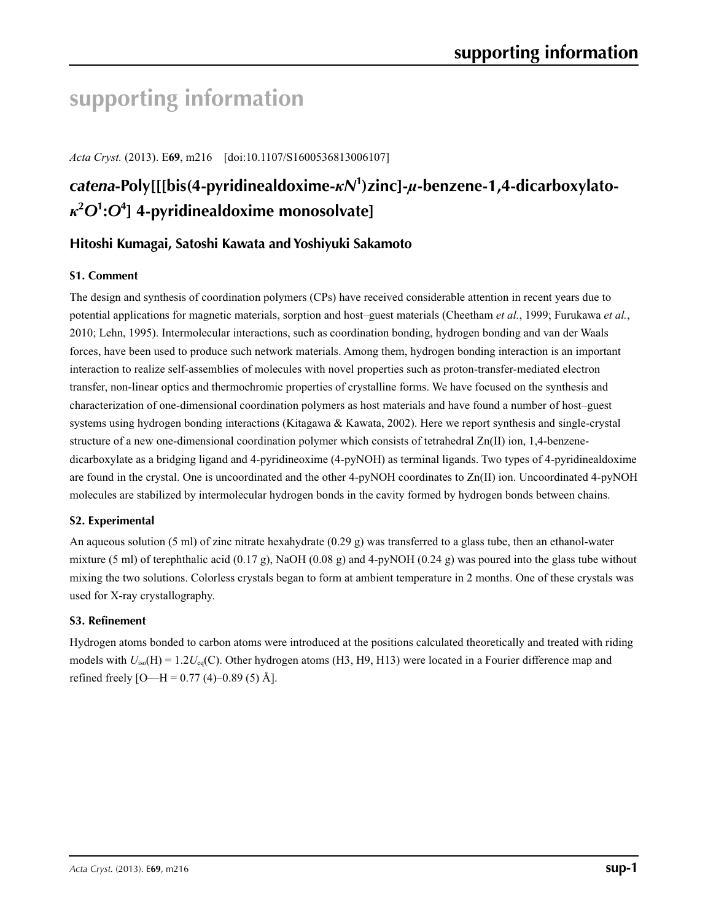# supporting information

*Acta Cryst.* (2013). E**69**, m216 [doi:10.1107/S1600536813006107]

## *catena*-Poly[[bis(4-pyridinealdoxime-$\kappa N^1$)zinc]-$\mu$-benzene-1,4-dicarboxylato-$\kappa^2O^1$:$O^4$] 4-pyridinealdoxime monosolvate]

### Hitoshi Kumagai, Satoshi Kawata and Yoshiyuki Sakamoto

#### S1. Comment

The design and synthesis of coordination polymers (CPs) have received considerable attention in recent years due to potential applications for magnetic materials, sorption and host–guest materials (Cheetham *et al.*, 1999; Furukawa *et al.*, 2010; Lehn, 1995). Intermolecular interactions, such as coordination bonding, hydrogen bonding and van der Waals forces, have been used to produce such network materials. Among them, hydrogen bonding interaction is an important interaction to realize self-assemblies of molecules with novel properties such as proton-transfer-mediated electron transfer, non-linear optics and thermochromic properties of crystalline forms. We have focused on the synthesis and characterization of one-dimensional coordination polymers as host materials and have found a number of host–guest systems using hydrogen bonding interactions (Kitagawa & Kawata, 2002). Here we report synthesis and single-crystal structure of a new one-dimensional coordination polymer which consists of tetrahedral Zn(II) ion, 1,4-benzene-dicarboxylate as a bridging ligand and 4-pyridineoxime (4-pyNOH) as terminal ligands. Two types of 4-pyridinealdoxime are found in the crystal. One is uncoordinated and the other 4-pyNOH coordinates to Zn(II) ion. Uncoordinated 4-pyNOH molecules are stabilized by intermolecular hydrogen bonds in the cavity formed by hydrogen bonds between chains.

#### S2. Experimental

An aqueous solution (5 ml) of zinc nitrate hexahydrate (0.29 g) was transferred to a glass tube, then an ethanol-water mixture (5 ml) of terephthalic acid (0.17 g), NaOH (0.08 g) and 4-pyNOH (0.24 g) was poured into the glass tube without mixing the two solutions. Colorless crystals began to form at ambient temperature in 2 months. One of these crystals was used for X-ray crystallography.

#### S3. Refinement

Hydrogen atoms bonded to carbon atoms were introduced at the positions calculated theoretically and treated with riding models with $U_{iso}(H) = 1.2U_{eq}(C)$. Other hydrogen atoms (H3, H9, H13) were located in a Fourier difference map and refined freely [O—H = 0.77 (4)–0.89 (5) Å].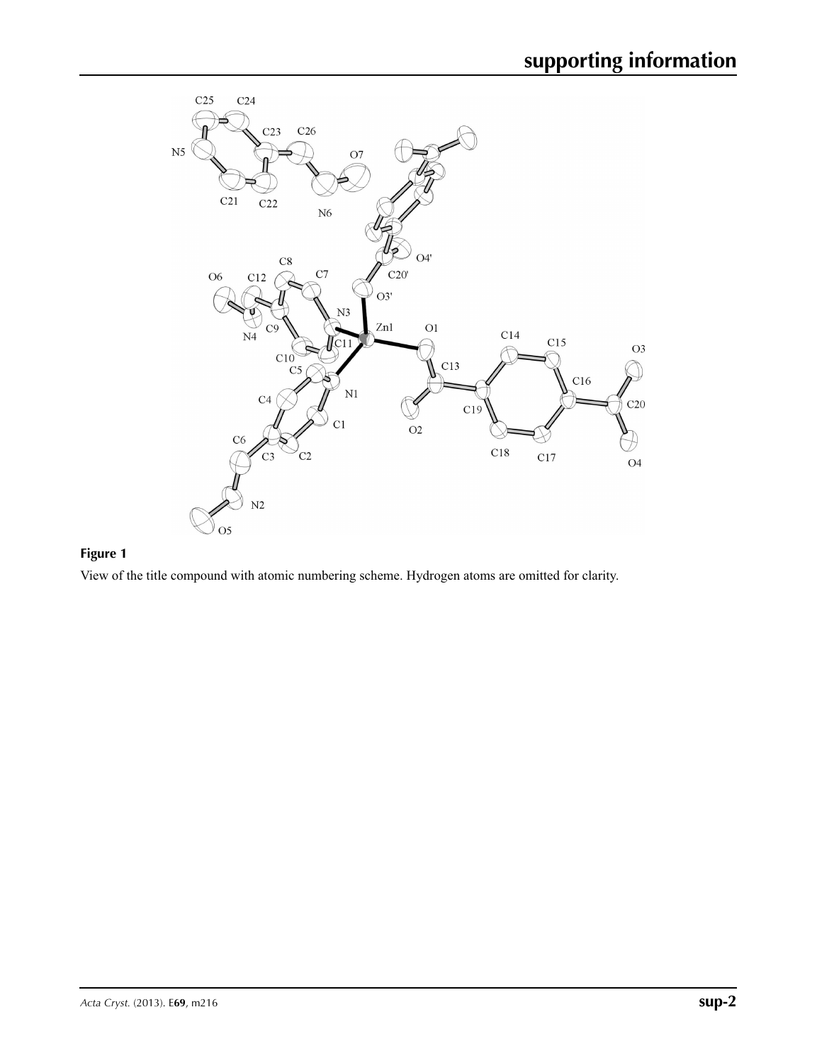**Figure 1**

View of the title compound with atomic numbering scheme. Hydrogen atoms are omitted for clarity.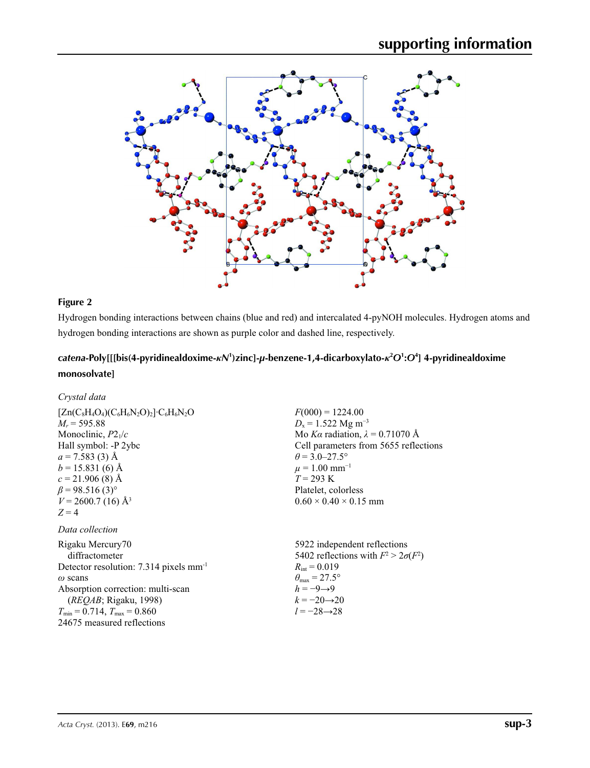**Figure 2**

Hydrogen bonding interactions between chains (blue and red) and intercalated 4-pyNOH molecules. Hydrogen atoms and hydrogen bonding interactions are shown as purple color and dashed line, respectively.

## *catena*-Poly[[bis(4-pyridinealdoxime-$\kappa N^1$)zinc]-$\mu$-benzene-1,4-dicarboxylato-$\kappa^2O^1$:$O^4$] 4-pyridinealdoxime monosolvate]

### *Crystal data*

$[Zn(C_8H_4O_4)(C_6H_6N_2O)_2]\cdot C_6H_6N_2O$
$M_r = 595.88$
Monoclinic, $P2_1/c$
Hall symbol: -P 2ybc
$a = 7.583$ (3) Å
$b = 15.831$ (6) Å
$c = 21.906$ (8) Å
$\beta = 98.516$ (3)°
$V = 2600.7$ (16) Å$^3$
$Z = 4$

$F(000) = 1224.00$
$D_x = 1.522$ Mg m$^{-3}$
Mo $K\alpha$ radiation, $\lambda = 0.71070$ Å
Cell parameters from 5655 reflections
$\theta = 3.0$–$27.5°$
$\mu = 1.00$ mm$^{-1}$
$T = 293$ K
Platelet, colorless
$0.60 \times 0.40 \times 0.15$ mm

### *Data collection*

Rigaku Mercury70 diffractometer
Detector resolution: 7.314 pixels mm$^{-1}$
$\omega$ scans
Absorption correction: multi-scan (*REQAB*; Rigaku, 1998)
$T_{min} = 0.714$, $T_{max} = 0.860$
24675 measured reflections

5922 independent reflections
5402 reflections with $F^2 > 2\sigma(F^2)$
$R_{int} = 0.019$
$\theta_{max} = 27.5°$
$h = -9 \rightarrow 9$
$k = -20 \rightarrow 20$
$l = -28 \rightarrow 28$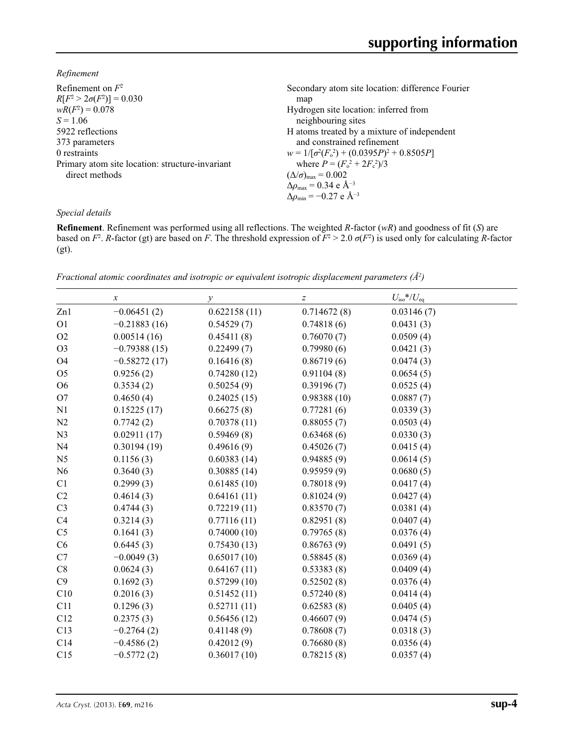*Refinement*

Refinement on $F^2$
$R[F^2 > 2\sigma(F^2)] = 0.030$
$wR(F^2) = 0.078$
$S = 1.06$
5922 reflections
373 parameters
0 restraints
Primary atom site location: structure-invariant direct methods
Secondary atom site location: difference Fourier map
Hydrogen site location: inferred from neighbouring sites
H atoms treated by a mixture of independent and constrained refinement
$w = 1/[\sigma^2(F_o^2) + (0.0395P)^2 + 0.8505P]$
where $P = (F_o^2 + 2F_c^2)/3$
$(\Delta/\sigma)_{max} = 0.002$
$\Delta\rho_{max} = 0.34$ e Å$^{-3}$
$\Delta\rho_{min} = -0.27$ e Å$^{-3}$

*Special details*

**Refinement**. Refinement was performed using all reflections. The weighted *R*-factor (*wR*) and goodness of fit (*S*) are based on $F^2$. *R*-factor (gt) are based on *F*. The threshold expression of $F^2 > 2.0\ \sigma(F^2)$ is used only for calculating *R*-factor (gt).

*Fractional atomic coordinates and isotropic or equivalent isotropic displacement parameters (Å$^2$)*

| | *x* | *y* | *z* | $U_{iso}$*/$U_{eq}$ |
|---|---|---|---|---|
| Zn1 | −0.06451 (2) | 0.622158 (11) | 0.714672 (8) | 0.03146 (7) |
| O1 | −0.21883 (16) | 0.54529 (7) | 0.74818 (6) | 0.0431 (3) |
| O2 | 0.00514 (16) | 0.45411 (8) | 0.76070 (7) | 0.0509 (4) |
| O3 | −0.79388 (15) | 0.22499 (7) | 0.79980 (6) | 0.0421 (3) |
| O4 | −0.58272 (17) | 0.16416 (8) | 0.86719 (6) | 0.0474 (3) |
| O5 | 0.9256 (2) | 0.74280 (12) | 0.91104 (8) | 0.0654 (5) |
| O6 | 0.3534 (2) | 0.50254 (9) | 0.39196 (7) | 0.0525 (4) |
| O7 | 0.4650 (4) | 0.24025 (15) | 0.98388 (10) | 0.0887 (7) |
| N1 | 0.15225 (17) | 0.66275 (8) | 0.77281 (6) | 0.0339 (3) |
| N2 | 0.7742 (2) | 0.70378 (11) | 0.88055 (7) | 0.0503 (4) |
| N3 | 0.02911 (17) | 0.59469 (8) | 0.63468 (6) | 0.0330 (3) |
| N4 | 0.30194 (19) | 0.49616 (9) | 0.45026 (7) | 0.0415 (4) |
| N5 | 0.1156 (3) | 0.60383 (14) | 0.94885 (9) | 0.0614 (5) |
| N6 | 0.3640 (3) | 0.30885 (14) | 0.95959 (9) | 0.0680 (5) |
| C1 | 0.2999 (3) | 0.61485 (10) | 0.78018 (9) | 0.0417 (4) |
| C2 | 0.4614 (3) | 0.64161 (11) | 0.81024 (9) | 0.0427 (4) |
| C3 | 0.4744 (3) | 0.72219 (11) | 0.83570 (7) | 0.0381 (4) |
| C4 | 0.3214 (3) | 0.77116 (11) | 0.82951 (8) | 0.0407 (4) |
| C5 | 0.1641 (3) | 0.74000 (10) | 0.79765 (8) | 0.0376 (4) |
| C6 | 0.6445 (3) | 0.75430 (13) | 0.86763 (9) | 0.0491 (5) |
| C7 | −0.0049 (3) | 0.65017 (10) | 0.58845 (8) | 0.0369 (4) |
| C8 | 0.0624 (3) | 0.64167 (11) | 0.53383 (8) | 0.0409 (4) |
| C9 | 0.1692 (3) | 0.57299 (10) | 0.52502 (8) | 0.0376 (4) |
| C10 | 0.2016 (3) | 0.51452 (11) | 0.57240 (8) | 0.0414 (4) |
| C11 | 0.1296 (3) | 0.52711 (11) | 0.62583 (8) | 0.0405 (4) |
| C12 | 0.2375 (3) | 0.56456 (12) | 0.46607 (9) | 0.0474 (5) |
| C13 | −0.2764 (2) | 0.41148 (9) | 0.78608 (7) | 0.0318 (3) |
| C14 | −0.4586 (2) | 0.42012 (9) | 0.76680 (8) | 0.0356 (4) |
| C15 | −0.5772 (2) | 0.36017 (10) | 0.78215 (8) | 0.0357 (4) |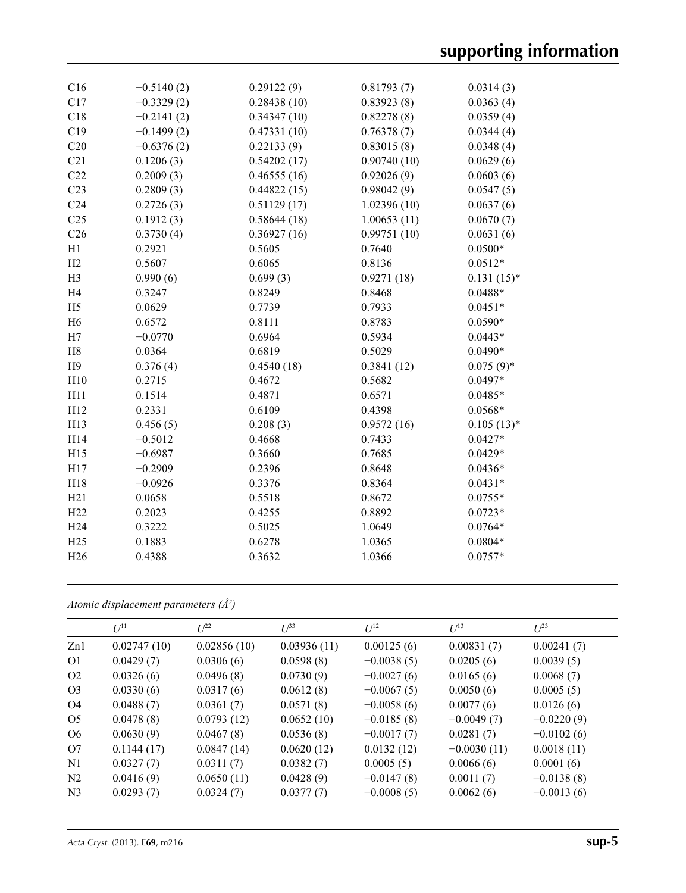| | | | | |
|---|---|---|---|---|
| C16 | −0.5140 (2) | 0.29122 (9) | 0.81793 (7) | 0.0314 (3) |
| C17 | −0.3329 (2) | 0.28438 (10) | 0.83923 (8) | 0.0363 (4) |
| C18 | −0.2141 (2) | 0.34347 (10) | 0.82278 (8) | 0.0359 (4) |
| C19 | −0.1499 (2) | 0.47331 (10) | 0.76378 (7) | 0.0344 (4) |
| C20 | −0.6376 (2) | 0.22133 (9) | 0.83015 (8) | 0.0348 (4) |
| C21 | 0.1206 (3) | 0.54202 (17) | 0.90740 (10) | 0.0629 (6) |
| C22 | 0.2009 (3) | 0.46555 (16) | 0.92026 (9) | 0.0603 (6) |
| C23 | 0.2809 (3) | 0.44822 (15) | 0.98042 (9) | 0.0547 (5) |
| C24 | 0.2726 (3) | 0.51129 (17) | 1.02396 (10) | 0.0637 (6) |
| C25 | 0.1912 (3) | 0.58644 (18) | 1.00653 (11) | 0.0670 (7) |
| C26 | 0.3730 (4) | 0.36927 (16) | 0.99751 (10) | 0.0631 (6) |
| H1 | 0.2921 | 0.5605 | 0.7640 | 0.0500* |
| H2 | 0.5607 | 0.6065 | 0.8136 | 0.0512* |
| H3 | 0.990 (6) | 0.699 (3) | 0.9271 (18) | 0.131 (15)* |
| H4 | 0.3247 | 0.8249 | 0.8468 | 0.0488* |
| H5 | 0.0629 | 0.7739 | 0.7933 | 0.0451* |
| H6 | 0.6572 | 0.8111 | 0.8783 | 0.0590* |
| H7 | −0.0770 | 0.6964 | 0.5934 | 0.0443* |
| H8 | 0.0364 | 0.6819 | 0.5029 | 0.0490* |
| H9 | 0.376 (4) | 0.4540 (18) | 0.3841 (12) | 0.075 (9)* |
| H10 | 0.2715 | 0.4672 | 0.5682 | 0.0497* |
| H11 | 0.1514 | 0.4871 | 0.6571 | 0.0485* |
| H12 | 0.2331 | 0.6109 | 0.4398 | 0.0568* |
| H13 | 0.456 (5) | 0.208 (3) | 0.9572 (16) | 0.105 (13)* |
| H14 | −0.5012 | 0.4668 | 0.7433 | 0.0427* |
| H15 | −0.6987 | 0.3660 | 0.7685 | 0.0429* |
| H17 | −0.2909 | 0.2396 | 0.8648 | 0.0436* |
| H18 | −0.0926 | 0.3376 | 0.8364 | 0.0431* |
| H21 | 0.0658 | 0.5518 | 0.8672 | 0.0755* |
| H22 | 0.2023 | 0.4255 | 0.8892 | 0.0723* |
| H24 | 0.3222 | 0.5025 | 1.0649 | 0.0764* |
| H25 | 0.1883 | 0.6278 | 1.0365 | 0.0804* |
| H26 | 0.4388 | 0.3632 | 1.0366 | 0.0757* |

*Atomic displacement parameters (Å$^2$)*

| | $U^{11}$ | $U^{22}$ | $U^{33}$ | $U^{12}$ | $U^{13}$ | $U^{23}$ |
|---|---|---|---|---|---|---|
| Zn1 | 0.02747 (10) | 0.02856 (10) | 0.03936 (11) | 0.00125 (6) | 0.00831 (7) | 0.00241 (7) |
| O1 | 0.0429 (7) | 0.0306 (6) | 0.0598 (8) | −0.0038 (5) | 0.0205 (6) | 0.0039 (5) |
| O2 | 0.0326 (6) | 0.0496 (8) | 0.0730 (9) | −0.0027 (6) | 0.0165 (6) | 0.0068 (7) |
| O3 | 0.0330 (6) | 0.0317 (6) | 0.0612 (8) | −0.0067 (5) | 0.0050 (6) | 0.0005 (5) |
| O4 | 0.0488 (7) | 0.0361 (7) | 0.0571 (8) | −0.0058 (6) | 0.0077 (6) | 0.0126 (6) |
| O5 | 0.0478 (8) | 0.0793 (12) | 0.0652 (10) | −0.0185 (8) | −0.0049 (7) | −0.0220 (9) |
| O6 | 0.0630 (9) | 0.0467 (8) | 0.0536 (8) | −0.0017 (7) | 0.0281 (7) | −0.0102 (6) |
| O7 | 0.1144 (17) | 0.0847 (14) | 0.0620 (12) | 0.0132 (12) | −0.0030 (11) | 0.0018 (11) |
| N1 | 0.0327 (7) | 0.0311 (7) | 0.0382 (7) | 0.0005 (5) | 0.0066 (6) | 0.0001 (6) |
| N2 | 0.0416 (9) | 0.0650 (11) | 0.0428 (9) | −0.0147 (8) | 0.0011 (7) | −0.0138 (8) |
| N3 | 0.0293 (7) | 0.0324 (7) | 0.0377 (7) | −0.0008 (5) | 0.0062 (6) | −0.0013 (6) |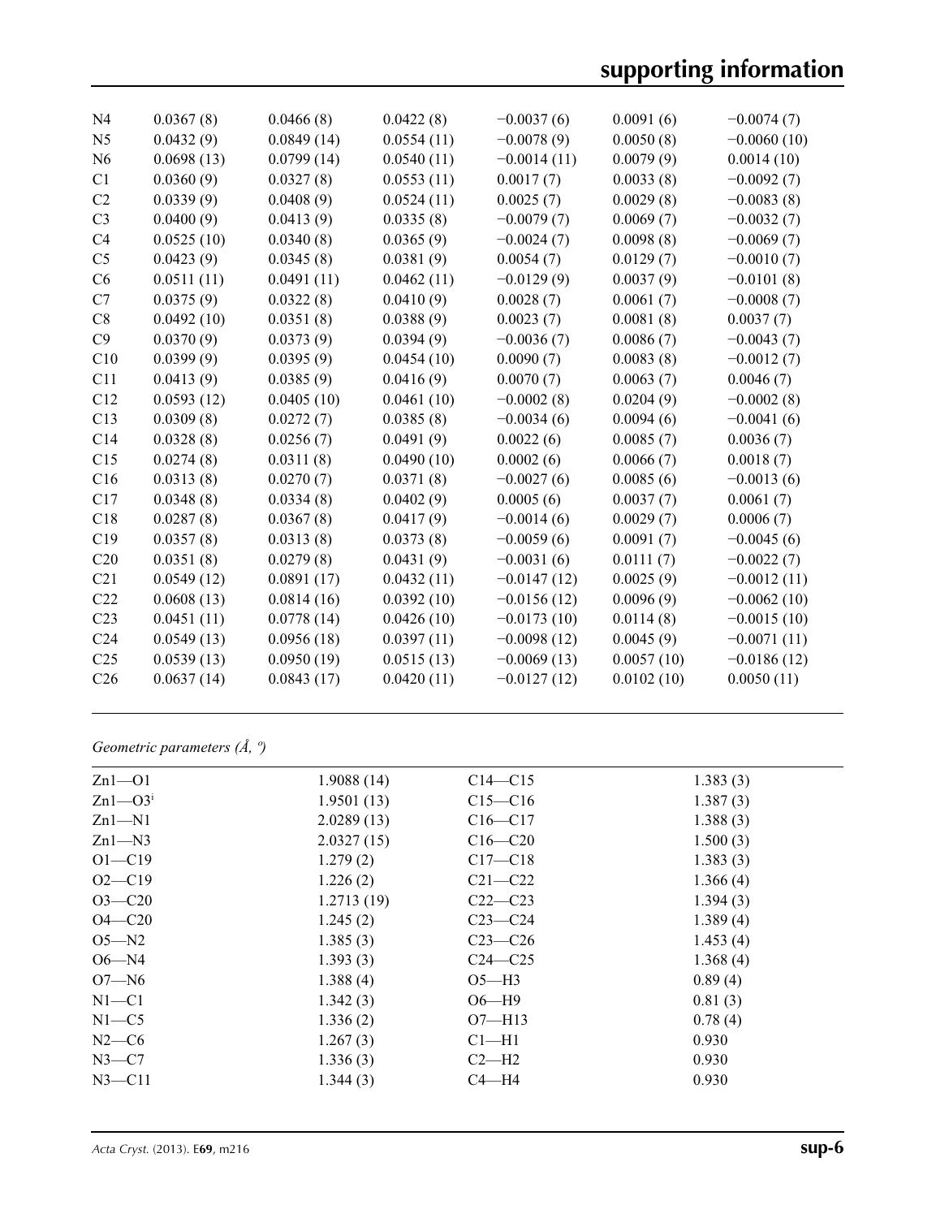| | | | | | | |
|---|---|---|---|---|---|---|
| N4 | 0.0367 (8) | 0.0466 (8) | 0.0422 (8) | −0.0037 (6) | 0.0091 (6) | −0.0074 (7) |
| N5 | 0.0432 (9) | 0.0849 (14) | 0.0554 (11) | −0.0078 (9) | 0.0050 (8) | −0.0060 (10) |
| N6 | 0.0698 (13) | 0.0799 (14) | 0.0540 (11) | −0.0014 (11) | 0.0079 (9) | 0.0014 (10) |
| C1 | 0.0360 (9) | 0.0327 (8) | 0.0553 (11) | 0.0017 (7) | 0.0033 (8) | −0.0092 (7) |
| C2 | 0.0339 (9) | 0.0408 (9) | 0.0524 (11) | 0.0025 (7) | 0.0029 (8) | −0.0083 (8) |
| C3 | 0.0400 (9) | 0.0413 (9) | 0.0335 (8) | −0.0079 (7) | 0.0069 (7) | −0.0032 (7) |
| C4 | 0.0525 (10) | 0.0340 (8) | 0.0365 (9) | −0.0024 (7) | 0.0098 (8) | −0.0069 (7) |
| C5 | 0.0423 (9) | 0.0345 (8) | 0.0381 (9) | 0.0054 (7) | 0.0129 (7) | −0.0010 (7) |
| C6 | 0.0511 (11) | 0.0491 (11) | 0.0462 (11) | −0.0129 (9) | 0.0037 (9) | −0.0101 (8) |
| C7 | 0.0375 (9) | 0.0322 (8) | 0.0410 (9) | 0.0028 (7) | 0.0061 (7) | −0.0008 (7) |
| C8 | 0.0492 (10) | 0.0351 (8) | 0.0388 (9) | 0.0023 (7) | 0.0081 (8) | 0.0037 (7) |
| C9 | 0.0370 (9) | 0.0373 (9) | 0.0394 (9) | −0.0036 (7) | 0.0086 (7) | −0.0043 (7) |
| C10 | 0.0399 (9) | 0.0395 (9) | 0.0454 (10) | 0.0090 (7) | 0.0083 (8) | −0.0012 (7) |
| C11 | 0.0413 (9) | 0.0385 (9) | 0.0416 (9) | 0.0070 (7) | 0.0063 (7) | 0.0046 (7) |
| C12 | 0.0593 (12) | 0.0405 (10) | 0.0461 (10) | −0.0002 (8) | 0.0204 (9) | −0.0002 (8) |
| C13 | 0.0309 (8) | 0.0272 (7) | 0.0385 (8) | −0.0034 (6) | 0.0094 (6) | −0.0041 (6) |
| C14 | 0.0328 (8) | 0.0256 (7) | 0.0491 (9) | 0.0022 (6) | 0.0085 (7) | 0.0036 (7) |
| C15 | 0.0274 (8) | 0.0311 (8) | 0.0490 (10) | 0.0002 (6) | 0.0066 (7) | 0.0018 (7) |
| C16 | 0.0313 (8) | 0.0270 (7) | 0.0371 (8) | −0.0027 (6) | 0.0085 (6) | −0.0013 (6) |
| C17 | 0.0348 (8) | 0.0334 (8) | 0.0402 (9) | 0.0005 (6) | 0.0037 (7) | 0.0061 (7) |
| C18 | 0.0287 (8) | 0.0367 (8) | 0.0417 (9) | −0.0014 (6) | 0.0029 (7) | 0.0006 (7) |
| C19 | 0.0357 (8) | 0.0313 (8) | 0.0373 (8) | −0.0059 (6) | 0.0091 (7) | −0.0045 (6) |
| C20 | 0.0351 (8) | 0.0279 (8) | 0.0431 (9) | −0.0031 (6) | 0.0111 (7) | −0.0022 (7) |
| C21 | 0.0549 (12) | 0.0891 (17) | 0.0432 (11) | −0.0147 (12) | 0.0025 (9) | −0.0012 (11) |
| C22 | 0.0608 (13) | 0.0814 (16) | 0.0392 (10) | −0.0156 (12) | 0.0096 (9) | −0.0062 (10) |
| C23 | 0.0451 (11) | 0.0778 (14) | 0.0426 (10) | −0.0173 (10) | 0.0114 (8) | −0.0015 (10) |
| C24 | 0.0549 (13) | 0.0956 (18) | 0.0397 (11) | −0.0098 (12) | 0.0045 (9) | −0.0071 (11) |
| C25 | 0.0539 (13) | 0.0950 (19) | 0.0515 (13) | −0.0069 (13) | 0.0057 (10) | −0.0186 (12) |
| C26 | 0.0637 (14) | 0.0843 (17) | 0.0420 (11) | −0.0127 (12) | 0.0102 (10) | 0.0050 (11) |

*Geometric parameters (Å, º)*

| | | | |
|---|---|---|---|
| Zn1—O1 | 1.9088 (14) | C14—C15 | 1.383 (3) |
| Zn1—O3$^{i}$ | 1.9501 (13) | C15—C16 | 1.387 (3) |
| Zn1—N1 | 2.0289 (13) | C16—C17 | 1.388 (3) |
| Zn1—N3 | 2.0327 (15) | C16—C20 | 1.500 (3) |
| O1—C19 | 1.279 (2) | C17—C18 | 1.383 (3) |
| O2—C19 | 1.226 (2) | C21—C22 | 1.366 (4) |
| O3—C20 | 1.2713 (19) | C22—C23 | 1.394 (3) |
| O4—C20 | 1.245 (2) | C23—C24 | 1.389 (4) |
| O5—N2 | 1.385 (3) | C23—C26 | 1.453 (4) |
| O6—N4 | 1.393 (3) | C24—C25 | 1.368 (4) |
| O7—N6 | 1.388 (4) | O5—H3 | 0.89 (4) |
| N1—C1 | 1.342 (3) | O6—H9 | 0.81 (3) |
| N1—C5 | 1.336 (2) | O7—H13 | 0.78 (4) |
| N2—C6 | 1.267 (3) | C1—H1 | 0.930 |
| N3—C7 | 1.336 (3) | C2—H2 | 0.930 |
| N3—C11 | 1.344 (3) | C4—H4 | 0.930 |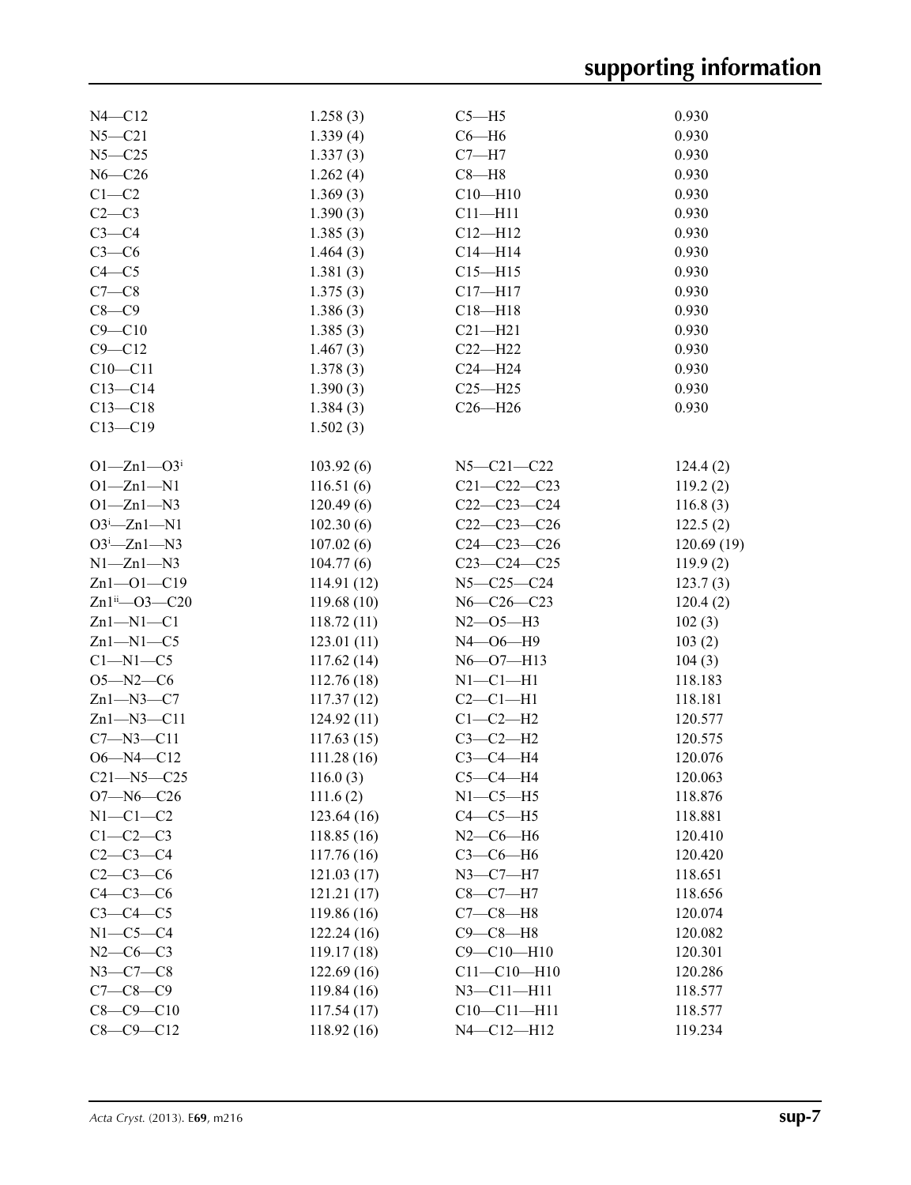| | | | |
|---|---|---|---|
| N4—C12 | 1.258 (3) | C5—H5 | 0.930 |
| N5—C21 | 1.339 (4) | C6—H6 | 0.930 |
| N5—C25 | 1.337 (3) | C7—H7 | 0.930 |
| N6—C26 | 1.262 (4) | C8—H8 | 0.930 |
| C1—C2 | 1.369 (3) | C10—H10 | 0.930 |
| C2—C3 | 1.390 (3) | C11—H11 | 0.930 |
| C3—C4 | 1.385 (3) | C12—H12 | 0.930 |
| C3—C6 | 1.464 (3) | C14—H14 | 0.930 |
| C4—C5 | 1.381 (3) | C15—H15 | 0.930 |
| C7—C8 | 1.375 (3) | C17—H17 | 0.930 |
| C8—C9 | 1.386 (3) | C18—H18 | 0.930 |
| C9—C10 | 1.385 (3) | C21—H21 | 0.930 |
| C9—C12 | 1.467 (3) | C22—H22 | 0.930 |
| C10—C11 | 1.378 (3) | C24—H24 | 0.930 |
| C13—C14 | 1.390 (3) | C25—H25 | 0.930 |
| C13—C18 | 1.384 (3) | C26—H26 | 0.930 |
| C13—C19 | 1.502 (3) | | |
| | | | |
| O1—Zn1—O3$^{i}$ | 103.92 (6) | N5—C21—C22 | 124.4 (2) |
| O1—Zn1—N1 | 116.51 (6) | C21—C22—C23 | 119.2 (2) |
| O1—Zn1—N3 | 120.49 (6) | C22—C23—C24 | 116.8 (3) |
| O3$^{i}$—Zn1—N1 | 102.30 (6) | C22—C23—C26 | 122.5 (2) |
| O3$^{i}$—Zn1—N3 | 107.02 (6) | C24—C23—C26 | 120.69 (19) |
| N1—Zn1—N3 | 104.77 (6) | C23—C24—C25 | 119.9 (2) |
| Zn1—O1—C19 | 114.91 (12) | N5—C25—C24 | 123.7 (3) |
| Zn1$^{ii}$—O3—C20 | 119.68 (10) | N6—C26—C23 | 120.4 (2) |
| Zn1—N1—C1 | 118.72 (11) | N2—O5—H3 | 102 (3) |
| Zn1—N1—C5 | 123.01 (11) | N4—O6—H9 | 103 (2) |
| C1—N1—C5 | 117.62 (14) | N6—O7—H13 | 104 (3) |
| O5—N2—C6 | 112.76 (18) | N1—C1—H1 | 118.183 |
| Zn1—N3—C7 | 117.37 (12) | C2—C1—H1 | 118.181 |
| Zn1—N3—C11 | 124.92 (11) | C1—C2—H2 | 120.577 |
| C7—N3—C11 | 117.63 (15) | C3—C2—H2 | 120.575 |
| O6—N4—C12 | 111.28 (16) | C3—C4—H4 | 120.076 |
| C21—N5—C25 | 116.0 (3) | C5—C4—H4 | 120.063 |
| O7—N6—C26 | 111.6 (2) | N1—C5—H5 | 118.876 |
| N1—C1—C2 | 123.64 (16) | C4—C5—H5 | 118.881 |
| C1—C2—C3 | 118.85 (16) | N2—C6—H6 | 120.410 |
| C2—C3—C4 | 117.76 (16) | C3—C6—H6 | 120.420 |
| C2—C3—C6 | 121.03 (17) | N3—C7—H7 | 118.651 |
| C4—C3—C6 | 121.21 (17) | C8—C7—H7 | 118.656 |
| C3—C4—C5 | 119.86 (16) | C7—C8—H8 | 120.074 |
| N1—C5—C4 | 122.24 (16) | C9—C8—H8 | 120.082 |
| N2—C6—C3 | 119.17 (18) | C9—C10—H10 | 120.301 |
| N3—C7—C8 | 122.69 (16) | C11—C10—H10 | 120.286 |
| C7—C8—C9 | 119.84 (16) | N3—C11—H11 | 118.577 |
| C8—C9—C10 | 117.54 (17) | C10—C11—H11 | 118.577 |
| C8—C9—C12 | 118.92 (16) | N4—C12—H12 | 119.234 |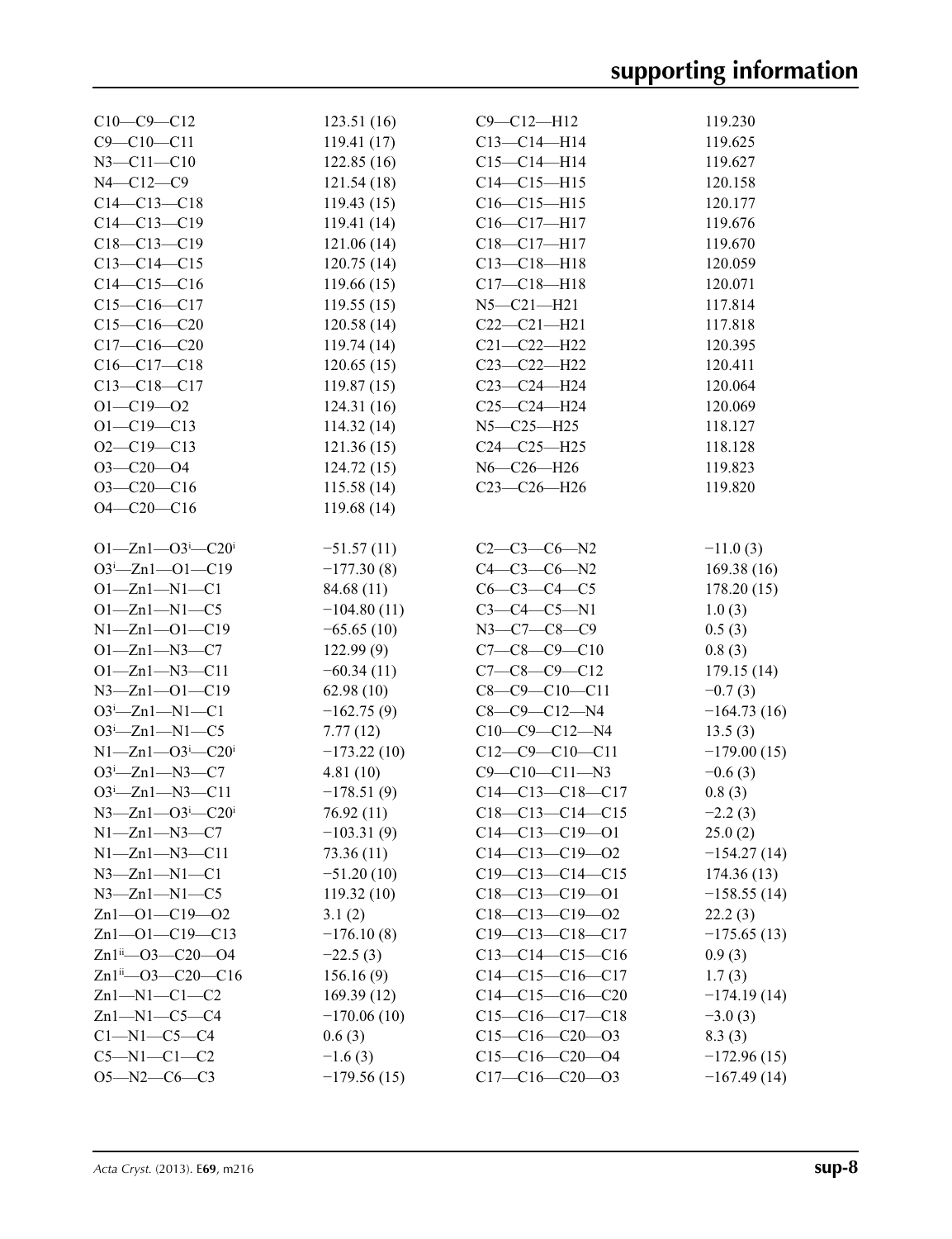| | | | |
|---|---|---|---|
| C10—C9—C12 | 123.51 (16) | C9—C12—H12 | 119.230 |
| C9—C10—C11 | 119.41 (17) | C13—C14—H14 | 119.625 |
| N3—C11—C10 | 122.85 (16) | C15—C14—H14 | 119.627 |
| N4—C12—C9 | 121.54 (18) | C14—C15—H15 | 120.158 |
| C14—C13—C18 | 119.43 (15) | C16—C15—H15 | 120.177 |
| C14—C13—C19 | 119.41 (14) | C16—C17—H17 | 119.676 |
| C18—C13—C19 | 121.06 (14) | C18—C17—H17 | 119.670 |
| C13—C14—C15 | 120.75 (14) | C13—C18—H18 | 120.059 |
| C14—C15—C16 | 119.66 (15) | C17—C18—H18 | 120.071 |
| C15—C16—C17 | 119.55 (15) | N5—C21—H21 | 117.814 |
| C15—C16—C20 | 120.58 (14) | C22—C21—H21 | 117.818 |
| C17—C16—C20 | 119.74 (14) | C21—C22—H22 | 120.395 |
| C16—C17—C18 | 120.65 (15) | C23—C22—H22 | 120.411 |
| C13—C18—C17 | 119.87 (15) | C23—C24—H24 | 120.064 |
| O1—C19—O2 | 124.31 (16) | C25—C24—H24 | 120.069 |
| O1—C19—C13 | 114.32 (14) | N5—C25—H25 | 118.127 |
| O2—C19—C13 | 121.36 (15) | C24—C25—H25 | 118.128 |
| O3—C20—O4 | 124.72 (15) | N6—C26—H26 | 119.823 |
| O3—C20—C16 | 115.58 (14) | C23—C26—H26 | 119.820 |
| O4—C20—C16 | 119.68 (14) | | |

| | | | |
|---|---|---|---|
| O1—Zn1—O3$^{i}$—C20$^{i}$ | −51.57 (11) | C2—C3—C6—N2 | −11.0 (3) |
| O3$^{i}$—Zn1—O1—C19 | −177.30 (8) | C4—C3—C6—N2 | 169.38 (16) |
| O1—Zn1—N1—C1 | 84.68 (11) | C6—C3—C4—C5 | 178.20 (15) |
| O1—Zn1—N1—C5 | −104.80 (11) | C3—C4—C5—N1 | 1.0 (3) |
| N1—Zn1—O1—C19 | −65.65 (10) | N3—C7—C8—C9 | 0.5 (3) |
| O1—Zn1—N3—C7 | 122.99 (9) | C7—C8—C9—C10 | 0.8 (3) |
| O1—Zn1—N3—C11 | −60.34 (11) | C7—C8—C9—C12 | 179.15 (14) |
| N3—Zn1—O1—C19 | 62.98 (10) | C8—C9—C10—C11 | −0.7 (3) |
| O3$^{i}$—Zn1—N1—C1 | −162.75 (9) | C8—C9—C12—N4 | −164.73 (16) |
| O3$^{i}$—Zn1—N1—C5 | 7.77 (12) | C10—C9—C12—N4 | 13.5 (3) |
| N1—Zn1—O3$^{i}$—C20$^{i}$ | −173.22 (10) | C12—C9—C10—C11 | −179.00 (15) |
| O3$^{i}$—Zn1—N3—C7 | 4.81 (10) | C9—C10—C11—N3 | −0.6 (3) |
| O3$^{i}$—Zn1—N3—C11 | −178.51 (9) | C14—C13—C18—C17 | 0.8 (3) |
| N3—Zn1—O3$^{i}$—C20$^{i}$ | 76.92 (11) | C18—C13—C14—C15 | −2.2 (3) |
| N1—Zn1—N3—C7 | −103.31 (9) | C14—C13—C19—O1 | 25.0 (2) |
| N1—Zn1—N3—C11 | 73.36 (11) | C14—C13—C19—O2 | −154.27 (14) |
| N3—Zn1—N1—C1 | −51.20 (10) | C19—C13—C14—C15 | 174.36 (13) |
| N3—Zn1—N1—C5 | 119.32 (10) | C18—C13—C19—O1 | −158.55 (14) |
| Zn1—O1—C19—O2 | 3.1 (2) | C18—C13—C19—O2 | 22.2 (3) |
| Zn1—O1—C19—C13 | −176.10 (8) | C19—C13—C18—C17 | −175.65 (13) |
| Zn1$^{ii}$—O3—C20—O4 | −22.5 (3) | C13—C14—C15—C16 | 0.9 (3) |
| Zn1$^{ii}$—O3—C20—C16 | 156.16 (9) | C14—C15—C16—C17 | 1.7 (3) |
| Zn1—N1—C1—C2 | 169.39 (12) | C14—C15—C16—C20 | −174.19 (14) |
| Zn1—N1—C5—C4 | −170.06 (10) | C15—C16—C17—C18 | −3.0 (3) |
| C1—N1—C5—C4 | 0.6 (3) | C15—C16—C20—O3 | 8.3 (3) |
| C5—N1—C1—C2 | −1.6 (3) | C15—C16—C20—O4 | −172.96 (15) |
| O5—N2—C6—C3 | −179.56 (15) | C17—C16—C20—O3 | −167.49 (14) |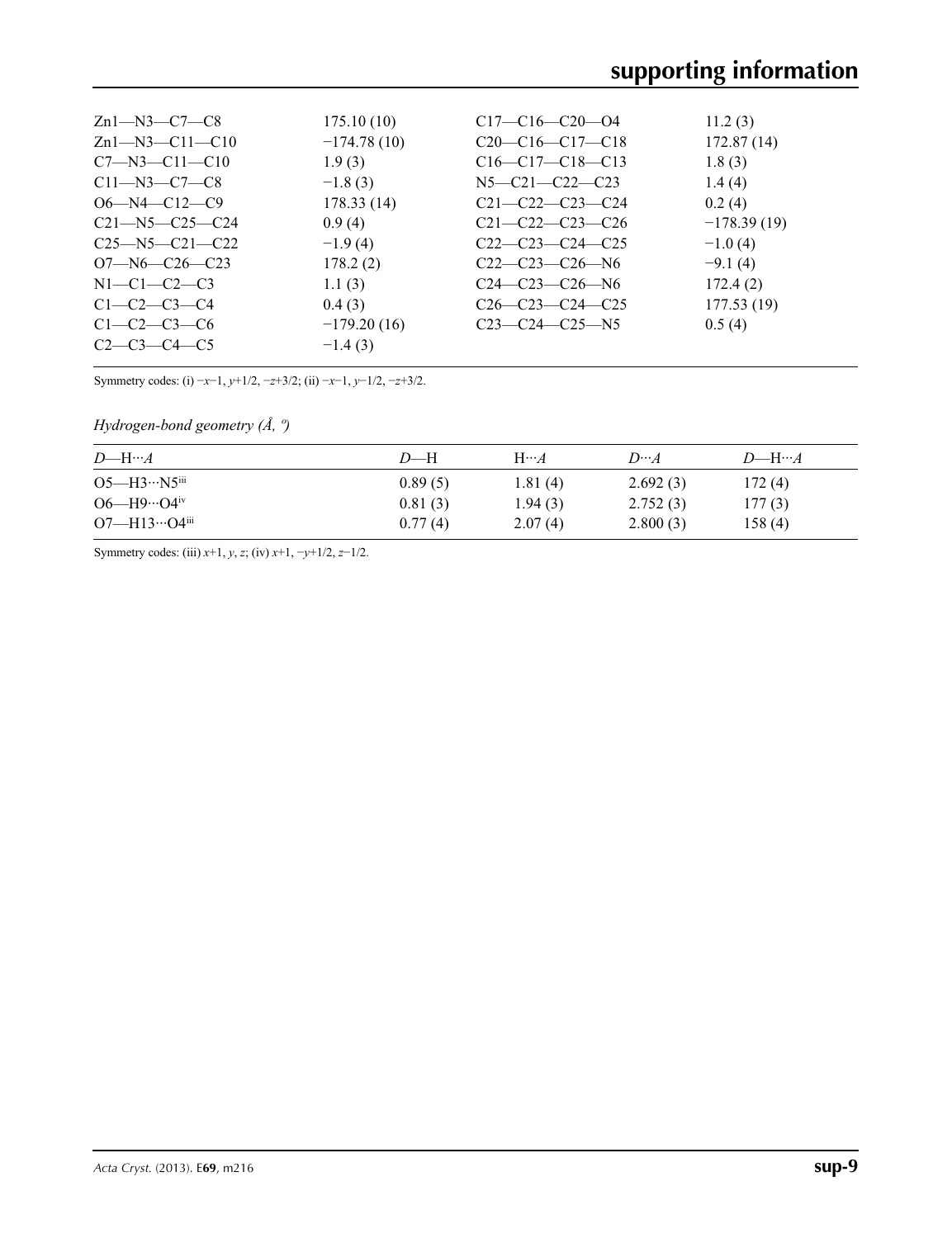| | | | |
|---|---|---|---|
| Zn1—N3—C7—C8 | 175.10 (10) | C17—C16—C20—O4 | 11.2 (3) |
| Zn1—N3—C11—C10 | −174.78 (10) | C20—C16—C17—C18 | 172.87 (14) |
| C7—N3—C11—C10 | 1.9 (3) | C16—C17—C18—C13 | 1.8 (3) |
| C11—N3—C7—C8 | −1.8 (3) | N5—C21—C22—C23 | 1.4 (4) |
| O6—N4—C12—C9 | 178.33 (14) | C21—C22—C23—C24 | 0.2 (4) |
| C21—N5—C25—C24 | 0.9 (4) | C21—C22—C23—C26 | −178.39 (19) |
| C25—N5—C21—C22 | −1.9 (4) | C22—C23—C24—C25 | −1.0 (4) |
| O7—N6—C26—C23 | 178.2 (2) | C22—C23—C26—N6 | −9.1 (4) |
| N1—C1—C2—C3 | 1.1 (3) | C24—C23—C26—N6 | 172.4 (2) |
| C1—C2—C3—C4 | 0.4 (3) | C26—C23—C24—C25 | 177.53 (19) |
| C1—C2—C3—C6 | −179.20 (16) | C23—C24—C25—N5 | 0.5 (4) |
| C2—C3—C4—C5 | −1.4 (3) | | |

Symmetry codes: (i) −*x*−1, *y*+1/2, −*z*+3/2; (ii) −*x*−1, *y*−1/2, −*z*+3/2.

*Hydrogen-bond geometry (Å, º)*

| *D*—H···*A* | *D*—H | H···*A* | *D*···*A* | *D*—H···*A* |
|---|---|---|---|---|
| O5—H3···N5[iii] | 0.89 (5) | 1.81 (4) | 2.692 (3) | 172 (4) |
| O6—H9···O4[iv] | 0.81 (3) | 1.94 (3) | 2.752 (3) | 177 (3) |
| O7—H13···O4[iii] | 0.77 (4) | 2.07 (4) | 2.800 (3) | 158 (4) |

Symmetry codes: (iii) *x*+1, *y*, *z*; (iv) *x*+1, −*y*+1/2, *z*−1/2.